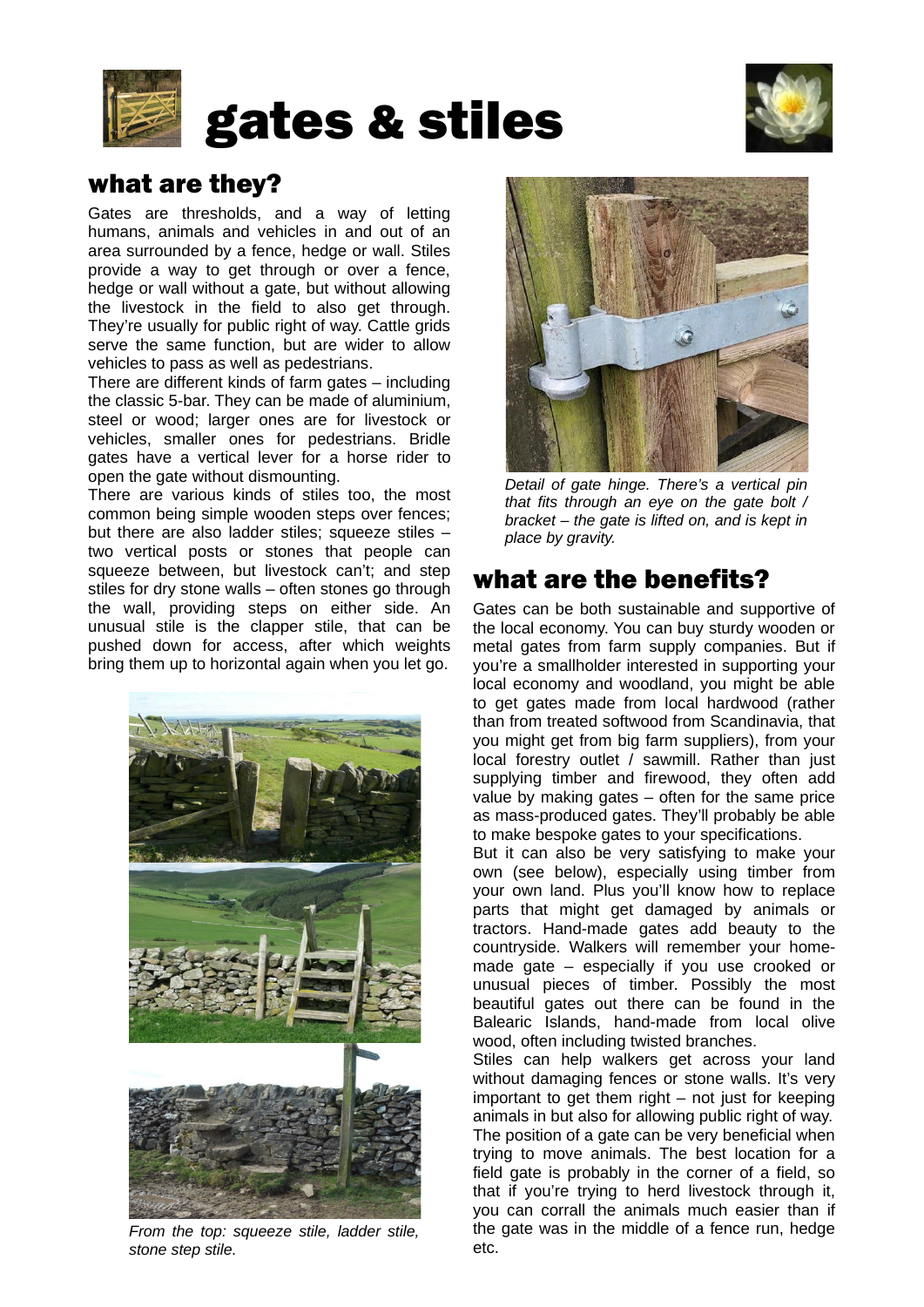# gates & stiles

## what are they?

Gates are thresholds, and a way of letting humans, animals and vehicles in and out of an area surrounded by a fence, hedge or wall. Stiles provide a way to get through or over a fence, hedge or wall without a gate, but without allowing the livestock in the field to also get through. They're usually for public right of way. Cattle grids serve the same function, but are wider to allow vehicles to pass as well as pedestrians.

There are different kinds of farm gates – including the classic 5-bar. They can be made of aluminium, steel or wood; larger ones are for livestock or vehicles, smaller ones for pedestrians. Bridle gates have a vertical lever for a horse rider to open the gate without dismounting.

There are various kinds of stiles too, the most common being simple wooden steps over fences; but there are also ladder stiles; squeeze stiles – two vertical posts or stones that people can squeeze between, but livestock can't; and step stiles for dry stone walls – often stones go through the wall, providing steps on either side. An unusual stile is the clapper stile, that can be pushed down for access, after which weights bring them up to horizontal again when you let go.

*From the top: squeeze stile, ladder stile, stone step stile.*

*Detail of gate hinge. There's a vertical pin that fits through an eye on the gate bolt / bracket – the gate is lifted on, and is kept in place by gravity.*

## what are the benefits?

Gates can be both sustainable and supportive of the local economy. You can buy sturdy wooden or metal gates from farm supply companies. But if you're a smallholder interested in supporting your local economy and woodland, you might be able to get gates made from local hardwood (rather than from treated softwood from Scandinavia, that you might get from big farm suppliers), from your local forestry outlet / sawmill. Rather than just supplying timber and firewood, they often add value by making gates – often for the same price as mass-produced gates. They'll probably be able to make bespoke gates to your specifications.

But it can also be very satisfying to make your own (see below), especially using timber from your own land. Plus you'll know how to replace parts that might get damaged by animals or tractors. Hand-made gates add beauty to the countryside. Walkers will remember your home-made gate – especially if you use crooked or unusual pieces of timber. Possibly the most beautiful gates out there can be found in the Balearic Islands, hand-made from local olive wood, often including twisted branches.

Stiles can help walkers get across your land without damaging fences or stone walls. It's very important to get them right – not just for keeping animals in but also for allowing public right of way.

The position of a gate can be very beneficial when trying to move animals. The best location for a field gate is probably in the corner of a field, so that if you're trying to herd livestock through it, you can corrall the animals much easier than if the gate was in the middle of a fence run, hedge etc.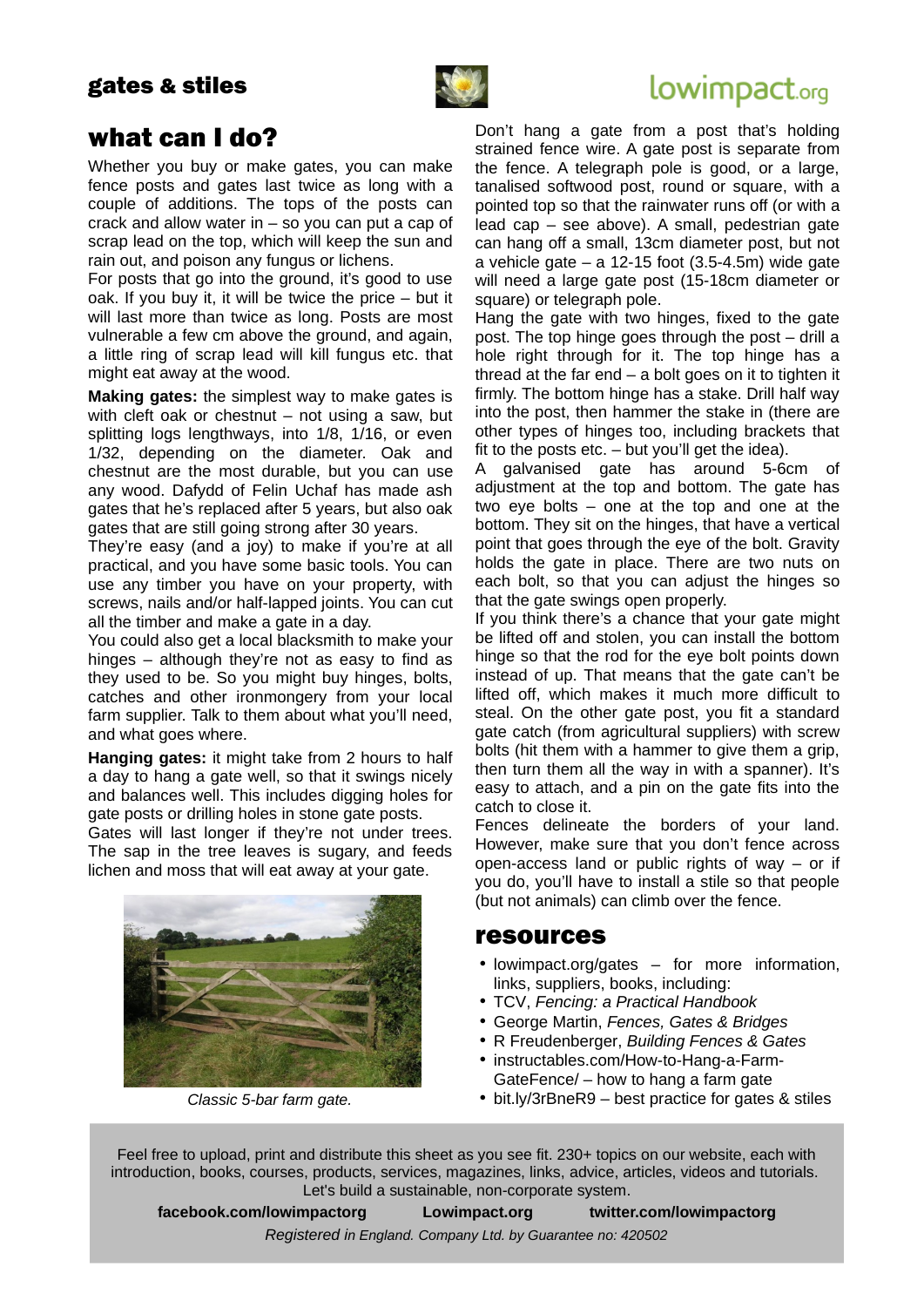# gates & stiles

lowimpact.org

## what can I do?

Whether you buy or make gates, you can make fence posts and gates last twice as long with a couple of additions. The tops of the posts can crack and allow water in – so you can put a cap of scrap lead on the top, which will keep the sun and rain out, and poison any fungus or lichens.

For posts that go into the ground, it's good to use oak. If you buy it, it will be twice the price – but it will last more than twice as long. Posts are most vulnerable a few cm above the ground, and again, a little ring of scrap lead will kill fungus etc. that might eat away at the wood.

**Making gates:** the simplest way to make gates is with cleft oak or chestnut – not using a saw, but splitting logs lengthways, into 1/8, 1/16, or even 1/32, depending on the diameter. Oak and chestnut are the most durable, but you can use any wood. Dafydd of Felin Uchaf has made ash gates that he's replaced after 5 years, but also oak gates that are still going strong after 30 years.

They're easy (and a joy) to make if you're at all practical, and you have some basic tools. You can use any timber you have on your property, with screws, nails and/or half-lapped joints. You can cut all the timber and make a gate in a day.

You could also get a local blacksmith to make your hinges – although they're not as easy to find as they used to be. So you might buy hinges, bolts, catches and other ironmongery from your local farm supplier. Talk to them about what you'll need, and what goes where.

**Hanging gates:** it might take from 2 hours to half a day to hang a gate well, so that it swings nicely and balances well. This includes digging holes for gate posts or drilling holes in stone gate posts.

Gates will last longer if they're not under trees. The sap in the tree leaves is sugary, and feeds lichen and moss that will eat away at your gate.

*Classic 5-bar farm gate.*

Don't hang a gate from a post that's holding strained fence wire. A gate post is separate from the fence. A telegraph pole is good, or a large, tanalised softwood post, round or square, with a pointed top so that the rainwater runs off (or with a lead cap – see above). A small, pedestrian gate can hang off a small, 13cm diameter post, but not a vehicle gate – a 12-15 foot (3.5-4.5m) wide gate will need a large gate post (15-18cm diameter or square) or telegraph pole.

Hang the gate with two hinges, fixed to the gate post. The top hinge goes through the post – drill a hole right through for it. The top hinge has a thread at the far end – a bolt goes on it to tighten it firmly. The bottom hinge has a stake. Drill half way into the post, then hammer the stake in (there are other types of hinges too, including brackets that fit to the posts etc. – but you'll get the idea).

A galvanised gate has around 5-6cm of adjustment at the top and bottom. The gate has two eye bolts – one at the top and one at the bottom. They sit on the hinges, that have a vertical point that goes through the eye of the bolt. Gravity holds the gate in place. There are two nuts on each bolt, so that you can adjust the hinges so that the gate swings open properly.

If you think there's a chance that your gate might be lifted off and stolen, you can install the bottom hinge so that the rod for the eye bolt points down instead of up. That means that the gate can't be lifted off, which makes it much more difficult to steal. On the other gate post, you fit a standard gate catch (from agricultural suppliers) with screw bolts (hit them with a hammer to give them a grip, then turn them all the way in with a spanner). It's easy to attach, and a pin on the gate fits into the catch to close it.

Fences delineate the borders of your land. However, make sure that you don't fence across open-access land or public rights of way – or if you do, you'll have to install a stile so that people (but not animals) can climb over the fence.

## resources

- lowimpact.org/gates – for more information, links, suppliers, books, including:
- TCV, *Fencing: a Practical Handbook*
- George Martin, *Fences, Gates & Bridges*
- R Freudenberger, *Building Fences & Gates*
- instructables.com/How-to-Hang-a-Farm-GateFence/ – how to hang a farm gate
- bit.ly/3rBneR9 – best practice for gates & stiles

Feel free to upload, print and distribute this sheet as you see fit. 230+ topics on our website, each with introduction, books, courses, products, services, magazines, links, advice, articles, videos and tutorials. Let's build a sustainable, non-corporate system.

**facebook.com/lowimpactorg** **Lowimpact.org** **twitter.com/lowimpactorg**

*Registered in England. Company Ltd. by Guarantee no: 420502*